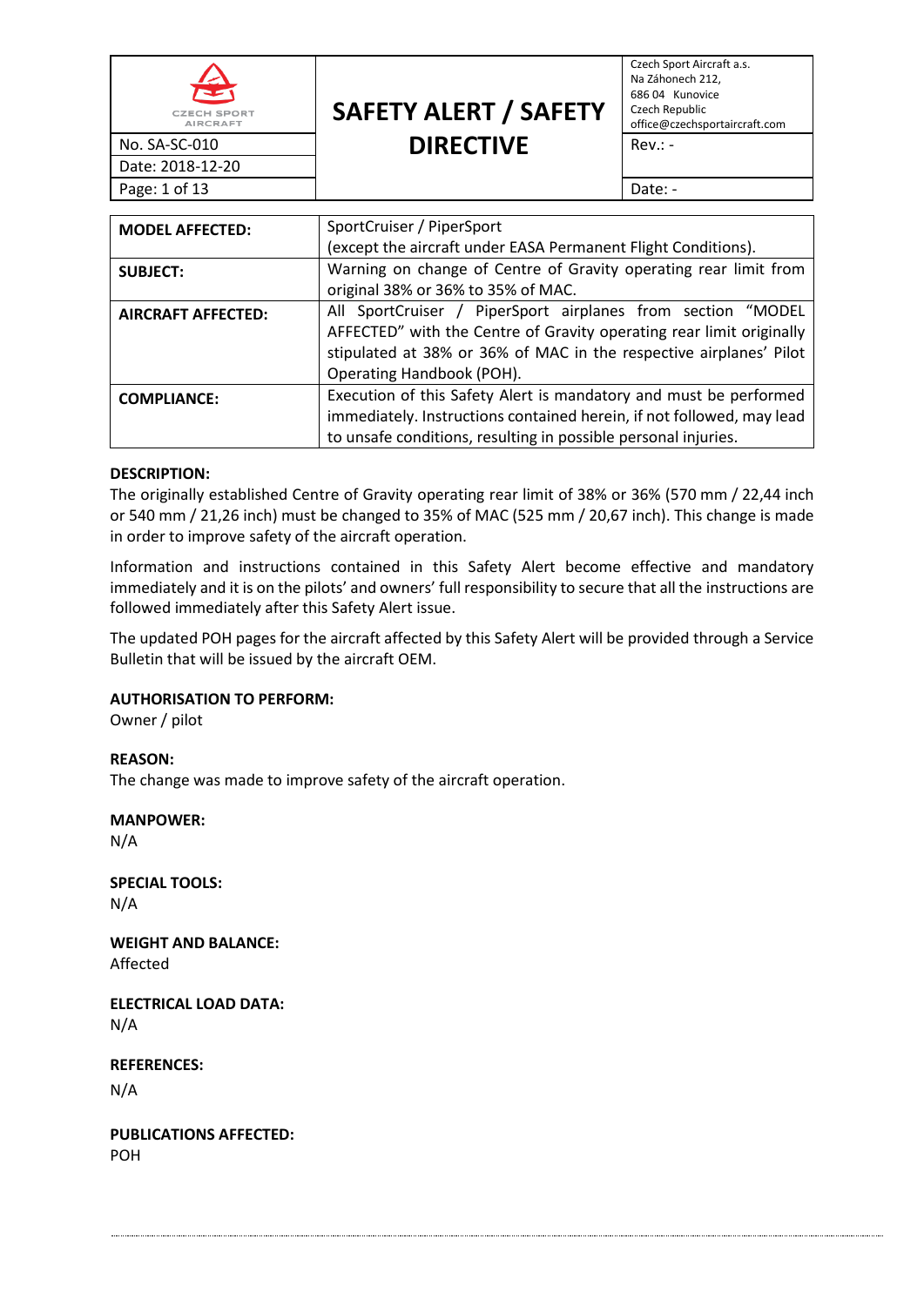# SAFETY ALERT / SAFETY DIRECTIVE

| CZECH SPORT AIRCRAFT | SAFETY ALERT / SAFETY DIRECTIVE | Czech Sport Aircraft a.s.<br>Na Záhonech 212,<br>686 04 Kunovice<br>Czech Republic<br>office@czechsportaircraft.com |
|---|---|---|
| No. SA-SC-010 | | Rev.: - |
| Date: 2018-12-20 | | |
| Page: 1 of 13 | | Date: - |

| | |
|---|---|
| **MODEL AFFECTED:** | SportCruiser / PiperSport<br>(except the aircraft under EASA Permanent Flight Conditions). |
| **SUBJECT:** | Warning on change of Centre of Gravity operating rear limit from original 38% or 36% to 35% of MAC. |
| **AIRCRAFT AFFECTED:** | All SportCruiser / PiperSport airplanes from section "MODEL AFFECTED" with the Centre of Gravity operating rear limit originally stipulated at 38% or 36% of MAC in the respective airplanes' Pilot Operating Handbook (POH). |
| **COMPLIANCE:** | Execution of this Safety Alert is mandatory and must be performed immediately. Instructions contained herein, if not followed, may lead to unsafe conditions, resulting in possible personal injuries. |

**DESCRIPTION:**

The originally established Centre of Gravity operating rear limit of 38% or 36% (570 mm / 22,44 inch or 540 mm / 21,26 inch) must be changed to 35% of MAC (525 mm / 20,67 inch). This change is made in order to improve safety of the aircraft operation.

Information and instructions contained in this Safety Alert become effective and mandatory immediately and it is on the pilots' and owners' full responsibility to secure that all the instructions are followed immediately after this Safety Alert issue.

The updated POH pages for the aircraft affected by this Safety Alert will be provided through a Service Bulletin that will be issued by the aircraft OEM.

**AUTHORISATION TO PERFORM:**

Owner / pilot

**REASON:**

The change was made to improve safety of the aircraft operation.

**MANPOWER:**

N/A

**SPECIAL TOOLS:**

N/A

**WEIGHT AND BALANCE:**

Affected

**ELECTRICAL LOAD DATA:**

N/A

**REFERENCES:**

N/A

**PUBLICATIONS AFFECTED:**

POH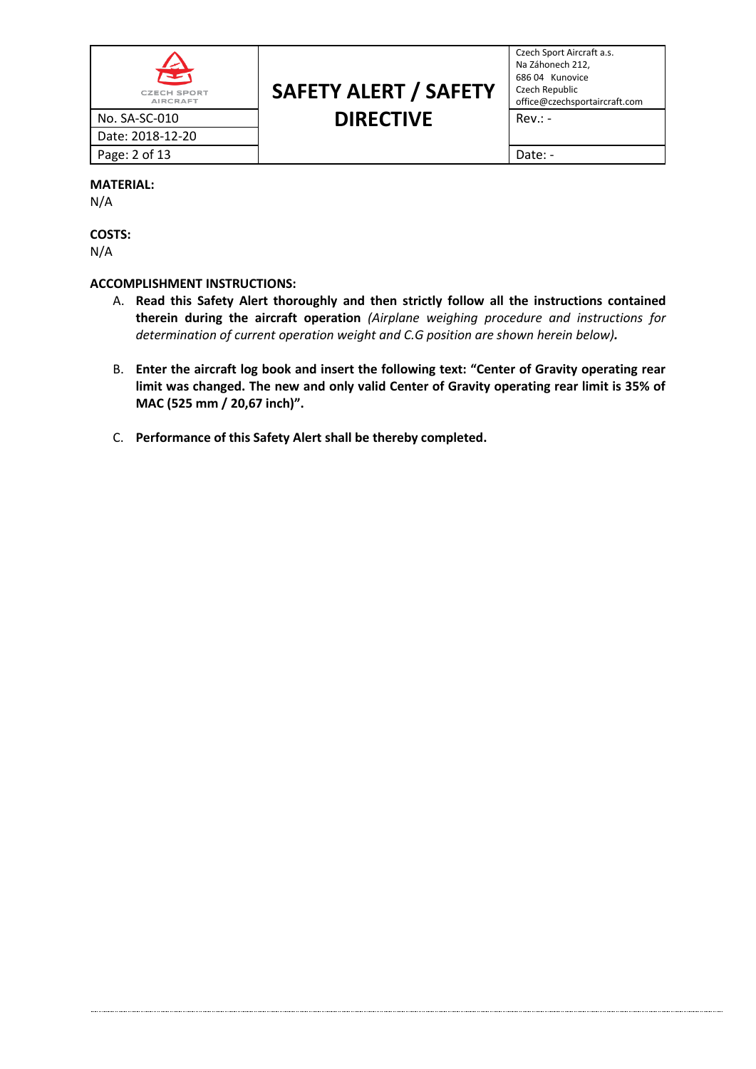**MATERIAL:**
N/A

**COSTS:**
N/A

**ACCOMPLISHMENT INSTRUCTIONS:**

A. **Read this Safety Alert thoroughly and then strictly follow all the instructions contained therein during the aircraft operation** *(Airplane weighing procedure and instructions for determination of current operation weight and C.G position are shown herein below)***.**

B. **Enter the aircraft log book and insert the following text: "Center of Gravity operating rear limit was changed. The new and only valid Center of Gravity operating rear limit is 35% of MAC (525 mm / 20,67 inch)".**

C. **Performance of this Safety Alert shall be thereby completed.**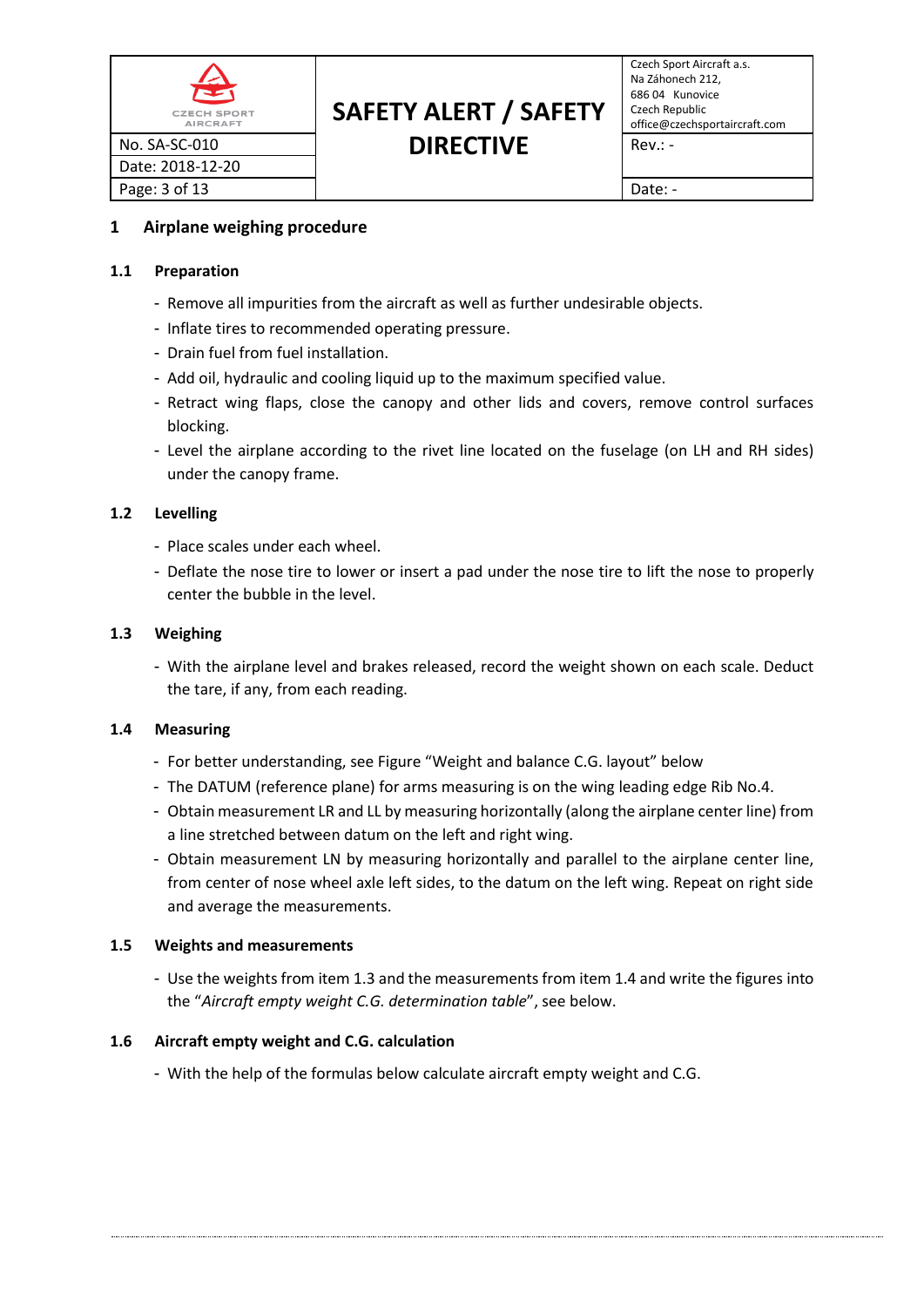# 1 Airplane weighing procedure

## 1.1 Preparation

- Remove all impurities from the aircraft as well as further undesirable objects.
- Inflate tires to recommended operating pressure.
- Drain fuel from fuel installation.
- Add oil, hydraulic and cooling liquid up to the maximum specified value.
- Retract wing flaps, close the canopy and other lids and covers, remove control surfaces blocking.
- Level the airplane according to the rivet line located on the fuselage (on LH and RH sides) under the canopy frame.

## 1.2 Levelling

- Place scales under each wheel.
- Deflate the nose tire to lower or insert a pad under the nose tire to lift the nose to properly center the bubble in the level.

## 1.3 Weighing

- With the airplane level and brakes released, record the weight shown on each scale. Deduct the tare, if any, from each reading.

## 1.4 Measuring

- For better understanding, see Figure "Weight and balance C.G. layout" below
- The DATUM (reference plane) for arms measuring is on the wing leading edge Rib No.4.
- Obtain measurement LR and LL by measuring horizontally (along the airplane center line) from a line stretched between datum on the left and right wing.
- Obtain measurement LN by measuring horizontally and parallel to the airplane center line, from center of nose wheel axle left sides, to the datum on the left wing. Repeat on right side and average the measurements.

## 1.5 Weights and measurements

- Use the weights from item 1.3 and the measurements from item 1.4 and write the figures into the "*Aircraft empty weight C.G. determination table*", see below.

## 1.6 Aircraft empty weight and C.G. calculation

- With the help of the formulas below calculate aircraft empty weight and C.G.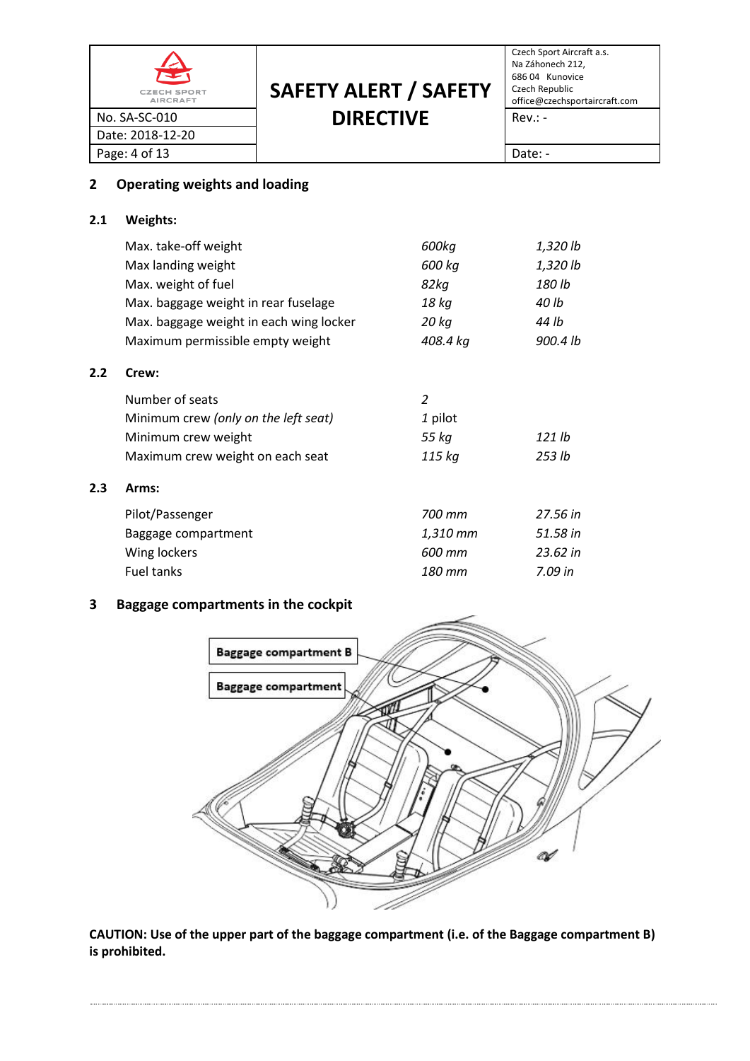## 2 Operating weights and loading

### 2.1 Weights:

| | | |
|---|---|---|
| Max. take-off weight | *600kg* | *1,320 lb* |
| Max landing weight | *600 kg* | *1,320 lb* |
| Max. weight of fuel | *82kg* | *180 lb* |
| Max. baggage weight in rear fuselage | *18 kg* | *40 lb* |
| Max. baggage weight in each wing locker | *20 kg* | *44 lb* |
| Maximum permissible empty weight | *408.4 kg* | *900.4 lb* |

### 2.2 Crew:

| | | |
|---|---|---|
| Number of seats | *2* | |
| Minimum crew *(only on the left seat)* | *1* pilot | |
| Minimum crew weight | *55 kg* | *121 lb* |
| Maximum crew weight on each seat | *115 kg* | *253 lb* |

### 2.3 Arms:

| | | |
|---|---|---|
| Pilot/Passenger | *700 mm* | *27.56 in* |
| Baggage compartment | *1,310 mm* | *51.58 in* |
| Wing lockers | *600 mm* | *23.62 in* |
| Fuel tanks | *180 mm* | *7.09 in* |

## 3 Baggage compartments in the cockpit

**Baggage compartment B**

**Baggage compartment**

**CAUTION: Use of the upper part of the baggage compartment (i.e. of the Baggage compartment B) is prohibited.**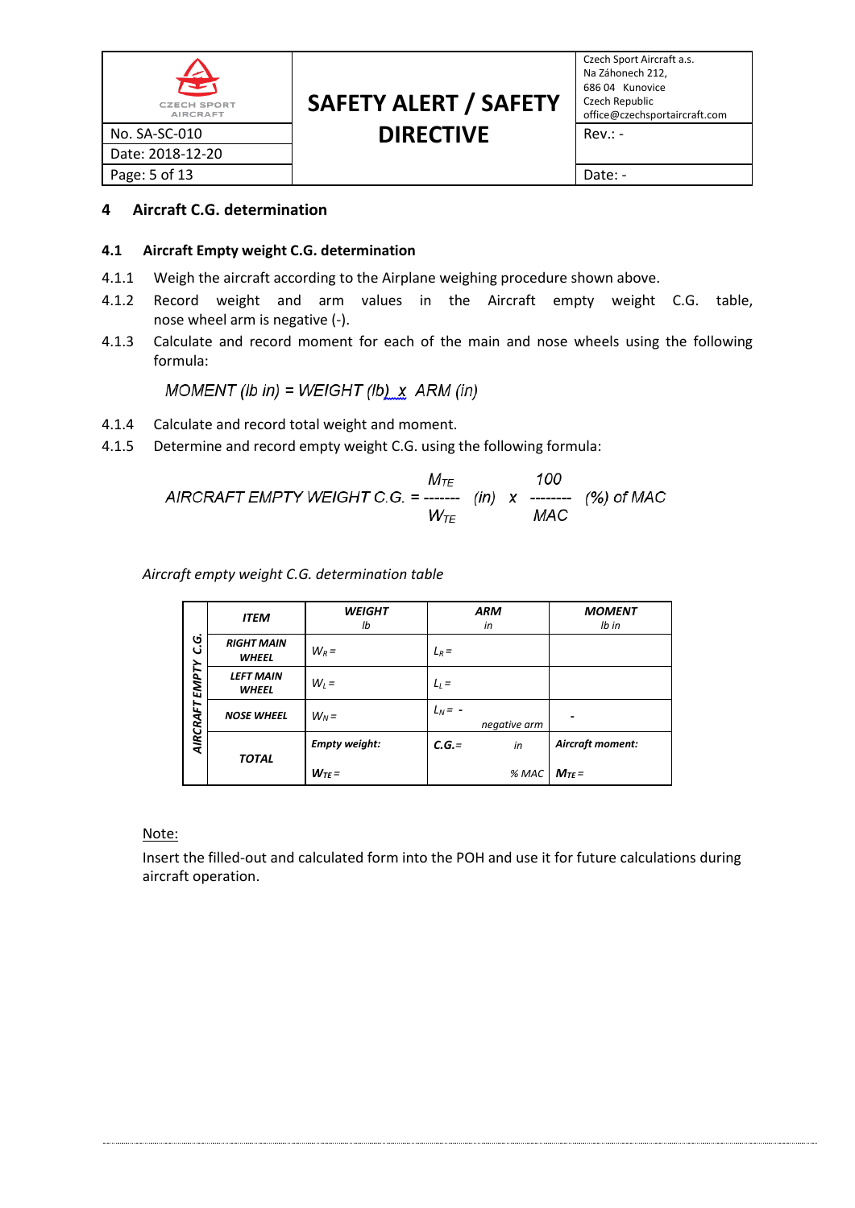## 4 Aircraft C.G. determination

### 4.1 Aircraft Empty weight C.G. determination

4.1.1 Weigh the aircraft according to the Airplane weighing procedure shown above.

4.1.2 Record weight and arm values in the Aircraft empty weight C.G. table, nose wheel arm is negative (-).

4.1.3 Calculate and record moment for each of the main and nose wheels using the following formula:

$$MOMENT\ (lb\ in) = WEIGHT\ (lb)\ x\ \ ARM\ (in)$$

4.1.4 Calculate and record total weight and moment.

4.1.5 Determine and record empty weight C.G. using the following formula:

$$AIRCRAFT\ EMPTY\ WEIGHT\ C.G. = \frac{M_{TE}}{W_{TE}}\ (in)\ \ x\ \ \frac{100}{MAC}\ \ (\%)\ of\ MAC$$

*Aircraft empty weight C.G. determination table*

| AIRCRAFT EMPTY C.G. | ITEM | WEIGHT lb | ARM in | MOMENT lb in |
|---|---|---|---|---|
| | RIGHT MAIN WHEEL | $W_R$ = | $L_R$ = | |
| | LEFT MAIN WHEEL | $W_L$ = | $L_L$ = | |
| | NOSE WHEEL | $W_N$ = | $L_N$ = - negative arm | - |
| | TOTAL | Empty weight: $W_{TE}$ = | C.G.= in % MAC | Aircraft moment: $M_{TE}$ = |

Note:

Insert the filled-out and calculated form into the POH and use it for future calculations during aircraft operation.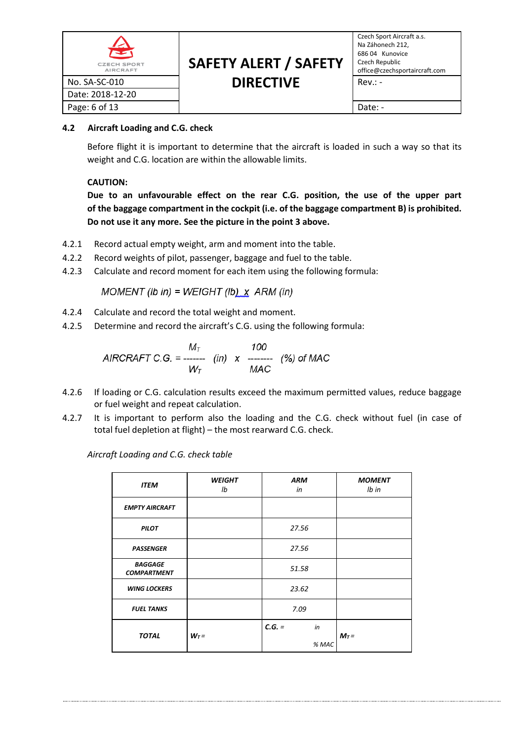### 4.2 Aircraft Loading and C.G. check

Before flight it is important to determine that the aircraft is loaded in such a way so that its weight and C.G. location are within the allowable limits.

**CAUTION:**

**Due to an unfavourable effect on the rear C.G. position, the use of the upper part of the baggage compartment in the cockpit (i.e. of the baggage compartment B) is prohibited. Do not use it any more. See the picture in the point 3 above.**

4.2.1 Record actual empty weight, arm and moment into the table.

4.2.2 Record weights of pilot, passenger, baggage and fuel to the table.

4.2.3 Calculate and record moment for each item using the following formula:

$$MOMENT\ (lb\ in) = WEIGHT\ (lb)\ x\ ARM\ (in)$$

4.2.4 Calculate and record the total weight and moment.

4.2.5 Determine and record the aircraft's C.G. using the following formula:

$$AIRCRAFT\ C.G. = \frac{M_T}{W_T}\ (in)\ x\ \frac{100}{MAC}\ (\%)\ of\ MAC$$

4.2.6 If loading or C.G. calculation results exceed the maximum permitted values, reduce baggage or fuel weight and repeat calculation.

4.2.7 It is important to perform also the loading and the C.G. check without fuel (in case of total fuel depletion at flight) – the most rearward C.G. check.

*Aircraft Loading and C.G. check table*

| ITEM | WEIGHT lb | ARM in | MOMENT lb in |
|---|---|---|---|
| EMPTY AIRCRAFT | | | |
| PILOT | | 27.56 | |
| PASSENGER | | 27.56 | |
| BAGGAGE COMPARTMENT | | 51.58 | |
| WING LOCKERS | | 23.62 | |
| FUEL TANKS | | 7.09 | |
| TOTAL | $W_T =$ | C.G. = in<br>% MAC | $M_T =$ |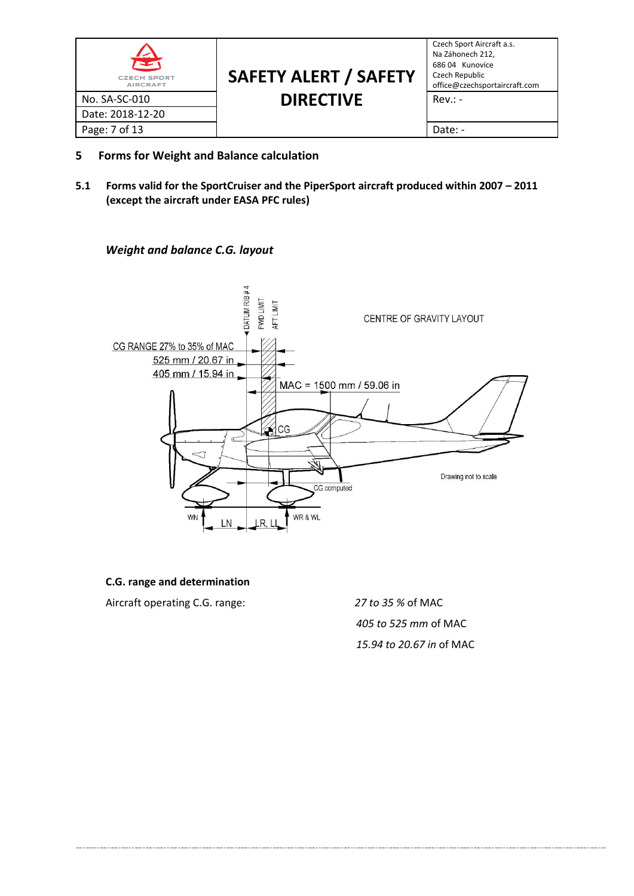## 5 Forms for Weight and Balance calculation

### 5.1 Forms valid for the SportCruiser and the PiperSport aircraft produced within 2007 – 2011 (except the aircraft under EASA PFC rules)

***Weight and balance C.G. layout***

**C.G. range and determination**

| | |
|---|---|
| Aircraft operating C.G. range: | *27 to 35 %* of MAC |
| | *405 to 525 mm* of MAC |
| | *15.94 to 20.67 in* of MAC |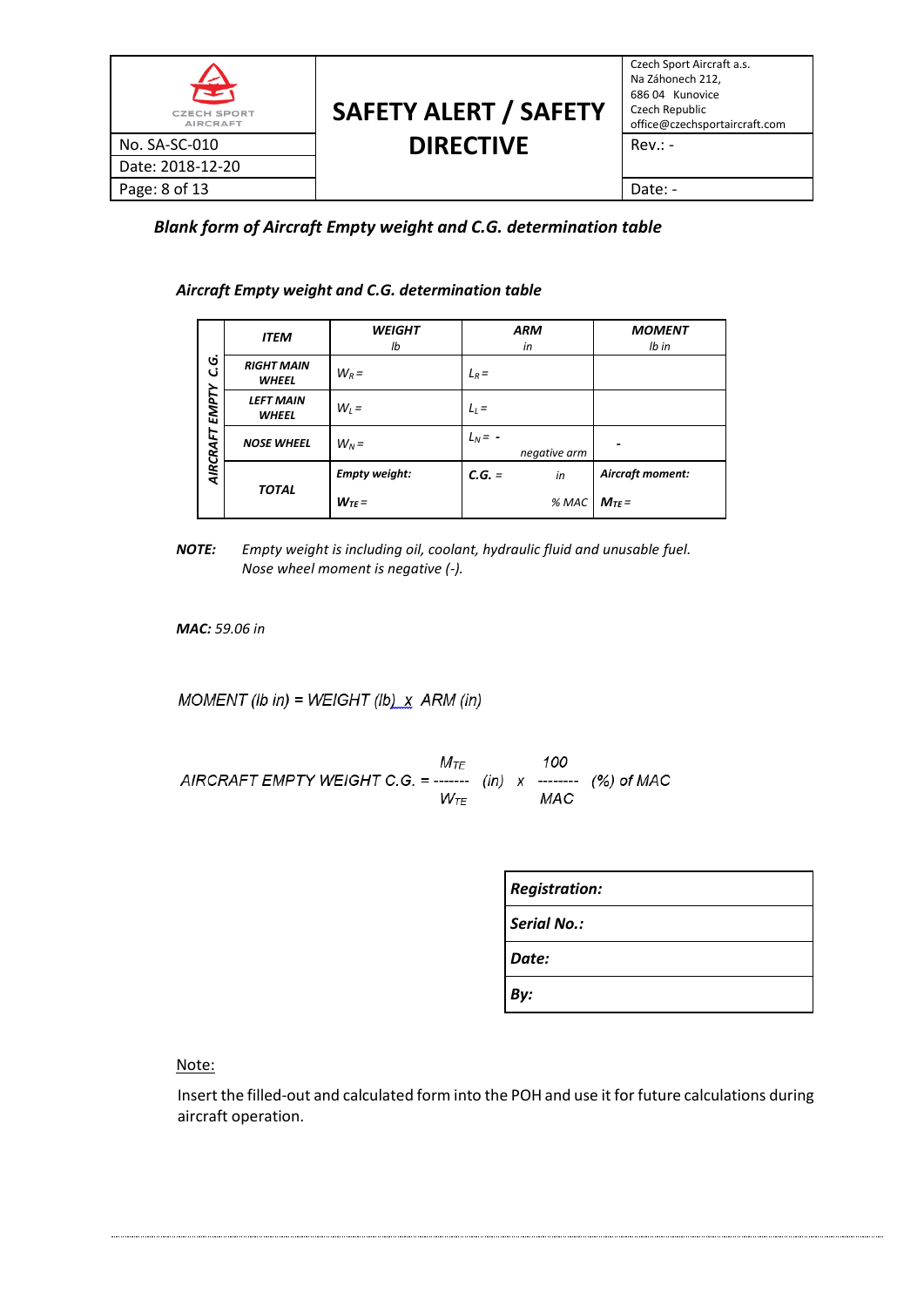***Blank form of Aircraft Empty weight and C.G. determination table***

***Aircraft Empty weight and C.G. determination table***

| | ITEM | WEIGHT lb | ARM in | MOMENT lb in |
|---|---|---|---|---|
| AIRCRAFT EMPTY C.G. | RIGHT MAIN WHEEL | $W_R =$ | $L_R =$ | |
| | LEFT MAIN WHEEL | $W_L =$ | $L_L =$ | |
| | NOSE WHEEL | $W_N =$ | $L_N =$ - negative arm | - |
| | TOTAL | Empty weight: $W_{TE} =$ | C.G. = in % MAC | Aircraft moment: $M_{TE} =$ |

**NOTE:** *Empty weight is including oil, coolant, hydraulic fluid and unusable fuel.*
*Nose wheel moment is negative (-).*

***MAC:*** *59.06 in*

*MOMENT (lb in) = WEIGHT (lb) x ARM (in)*

$$\text{AIRCRAFT EMPTY WEIGHT C.G.} = \frac{M_{TE}}{W_{TE}} \text{ (in) } \times \frac{100}{MAC} \text{ (\%) of MAC}$$

| ***Registration:*** |
|---|
| ***Serial No.:*** |
| ***Date:*** |
| ***By:*** |

Note:

Insert the filled-out and calculated form into the POH and use it for future calculations during aircraft operation.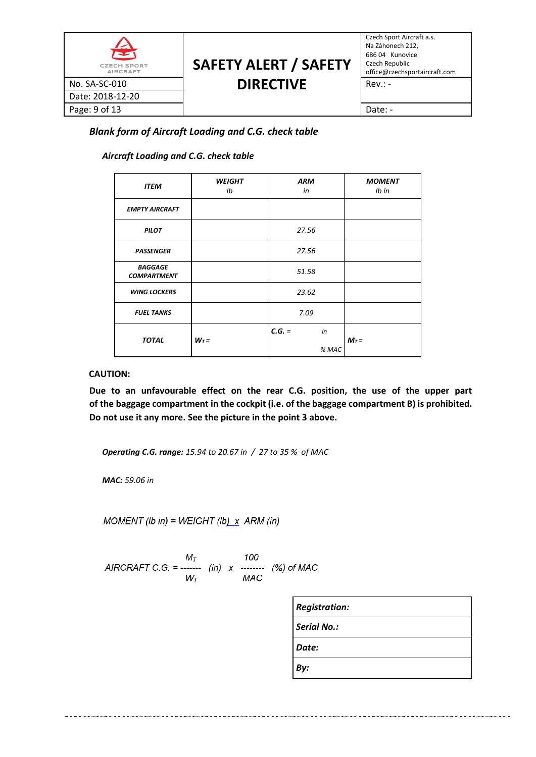***Blank form of Aircraft Loading and C.G. check table***

***Aircraft Loading and C.G. check table***

| *ITEM* | *WEIGHT* *lb* | *ARM* *in* | *MOMENT* *lb in* |
|---|---|---|---|
| ***EMPTY AIRCRAFT*** | | | |
| ***PILOT*** | | *27.56* | |
| ***PASSENGER*** | | *27.56* | |
| ***BAGGAGE COMPARTMENT*** | | *51.58* | |
| ***WING LOCKERS*** | | *23.62* | |
| ***FUEL TANKS*** | | *7.09* | |
| ***TOTAL*** | $W_T =$ | ***C.G.*** *=* *in* *% MAC* | $M_T =$ |

**CAUTION:**

**Due to an unfavourable effect on the rear C.G. position, the use of the upper part of the baggage compartment in the cockpit (i.e. of the baggage compartment B) is prohibited. Do not use it any more. See the picture in the point 3 above.**

***Operating C.G. range:*** *15.94 to 20.67 in / 27 to 35 % of MAC*

***MAC:*** *59.06 in*

*MOMENT (lb in) = WEIGHT (lb) x ARM (in)*

$$\text{AIRCRAFT C.G.} = \frac{M_T}{W_T} \text{ (in)} \times \frac{100}{MAC} \text{ (\%) of MAC}$$

| ***Registration:*** |
|---|
| ***Serial No.:*** |
| ***Date:*** |
| ***By:*** |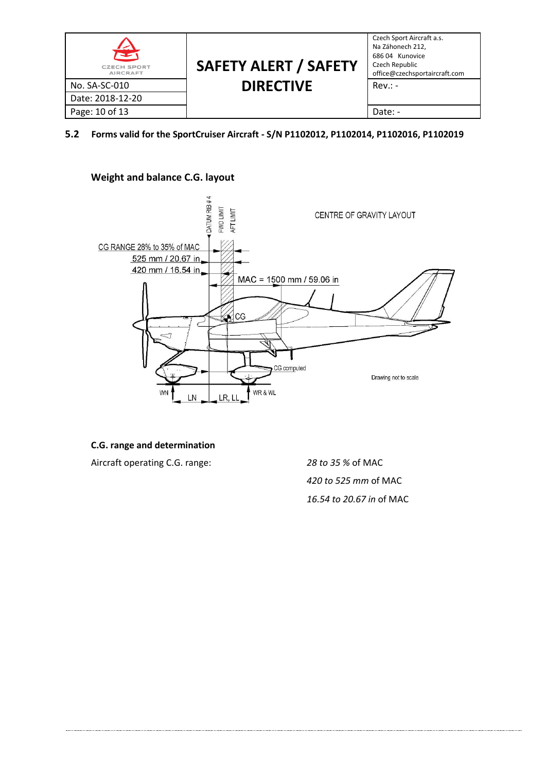## 5.2 Forms valid for the SportCruiser Aircraft - S/N P1102012, P1102014, P1102016, P1102019

### Weight and balance C.G. layout

CENTRE OF GRAVITY LAYOUT

DATUM RIB # 4

FWD LIMIT

AFT LIMIT

CG RANGE 28% to 35% of MAC

525 mm / 20.67 in

420 mm / 16.54 in

MAC = 1500 mm / 59.06 in

CG

CG computed

Drawing not to scale

WN

LN

LR, LL

WR & WL

### C.G. range and determination

Aircraft operating C.G. range: *28 to 35 %* of MAC

*420 to 525 mm* of MAC

*16.54 to 20.67 in* of MAC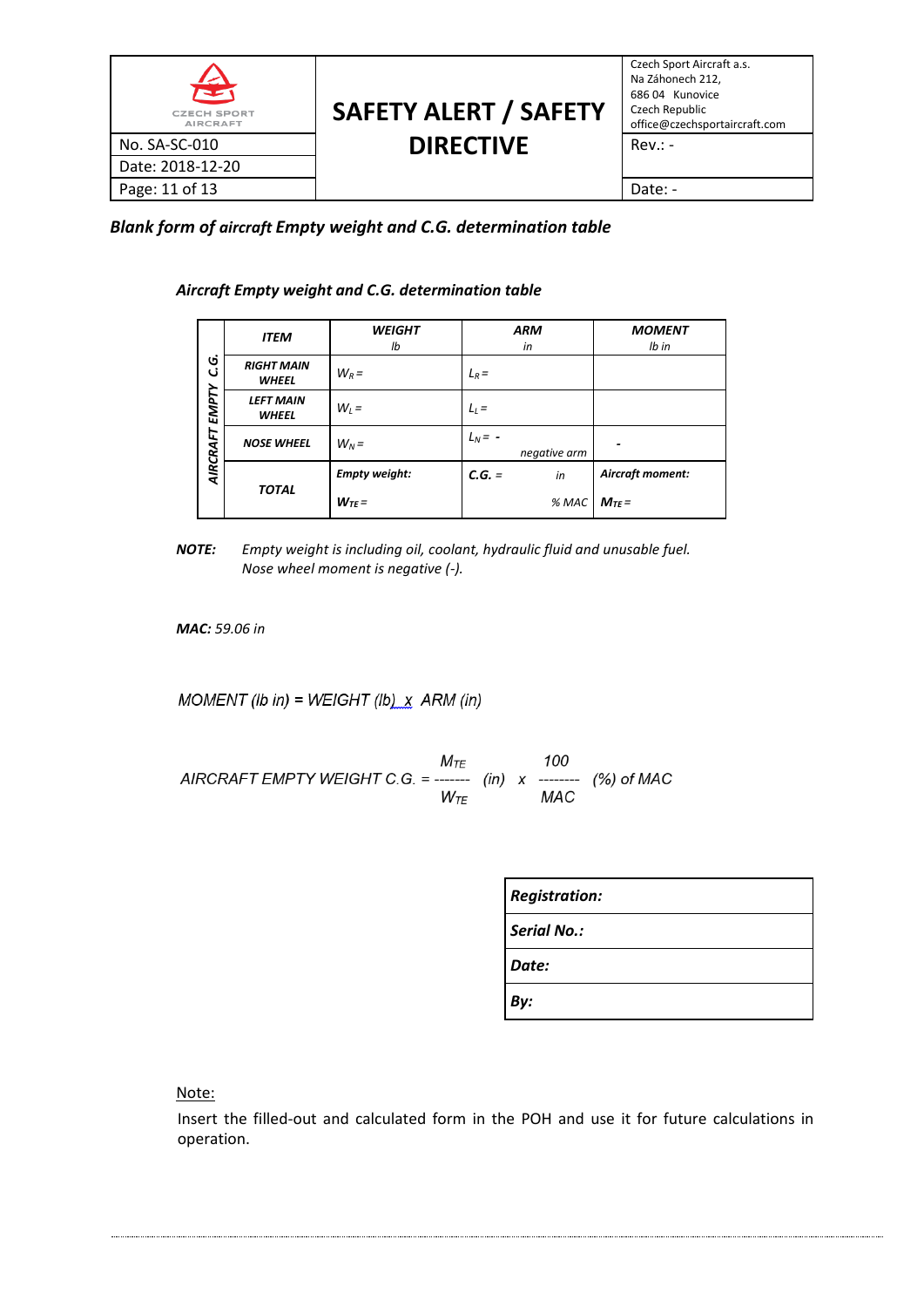***Blank form of aircraft Empty weight and C.G. determination table***

***Aircraft Empty weight and C.G. determination table***

| | ITEM | WEIGHT lb | ARM in | MOMENT lb in |
|---|---|---|---|---|
| AIRCRAFT EMPTY C.G. | RIGHT MAIN WHEEL | $W_R =$ | $L_R =$ | |
| | LEFT MAIN WHEEL | $W_L =$ | $L_L =$ | |
| | NOSE WHEEL | $W_N =$ | $L_N =$ - negative arm | - |
| | TOTAL | Empty weight: $W_{TE} =$ | C.G. = in % MAC | Aircraft moment: $M_{TE} =$ |

***NOTE:*** *Empty weight is including oil, coolant, hydraulic fluid and unusable fuel. Nose wheel moment is negative (-).*

***MAC:*** *59.06 in*

*MOMENT (lb in) = WEIGHT (lb) x ARM (in)*

$$\text{AIRCRAFT EMPTY WEIGHT C.G.} = \frac{M_{TE}}{W_{TE}} \text{ (in)} \times \frac{100}{MAC} \text{ (\%) of MAC}$$

| ***Registration:*** |
|---|
| ***Serial No.:*** |
| ***Date:*** |
| ***By:*** |

Note:

Insert the filled-out and calculated form in the POH and use it for future calculations in operation.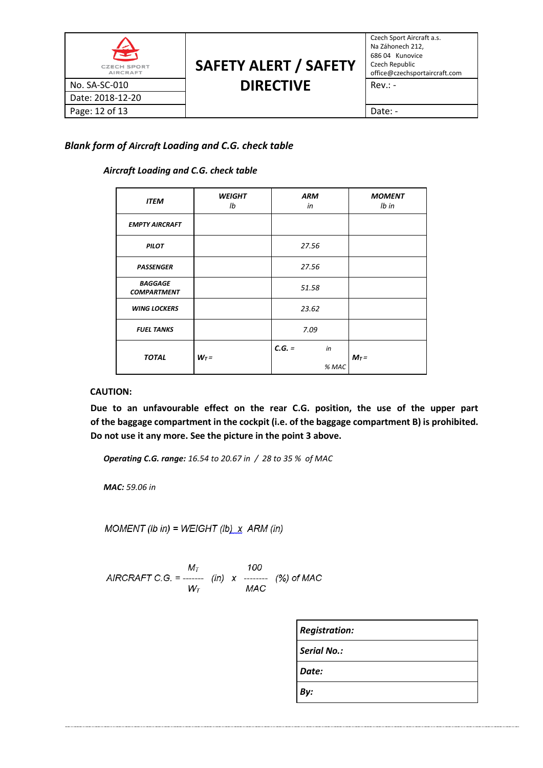*Blank form of Aircraft Loading and C.G. check table*

*Aircraft Loading and C.G. check table*

| ***ITEM*** | ***WEIGHT*** *lb* | ***ARM*** *in* | ***MOMENT*** *lb in* |
|---|---|---|---|
| ***EMPTY AIRCRAFT*** | | | |
| ***PILOT*** | | *27.56* | |
| ***PASSENGER*** | | *27.56* | |
| ***BAGGAGE COMPARTMENT*** | | *51.58* | |
| ***WING LOCKERS*** | | *23.62* | |
| ***FUEL TANKS*** | | *7.09* | |
| ***TOTAL*** | $W_T$ = | ***C.G.*** = *in* *% MAC* | $M_T$ = |

**CAUTION:**

**Due to an unfavourable effect on the rear C.G. position, the use of the upper part of the baggage compartment in the cockpit (i.e. of the baggage compartment B) is prohibited. Do not use it any more. See the picture in the point 3 above.**

***Operating C.G. range:*** *16.54 to 20.67 in / 28 to 35 % of MAC*

***MAC:*** *59.06 in*

*MOMENT (lb in) = WEIGHT (lb) x ARM (in)*

$$AIRCRAFT\ C.G. = \frac{M_T}{W_T}\ (in)\ \times\ \frac{100}{MAC}\ (\%)\ of\ MAC$$

| ***Registration:*** |
|---|
| ***Serial No.:*** |
| ***Date:*** |
| ***By:*** |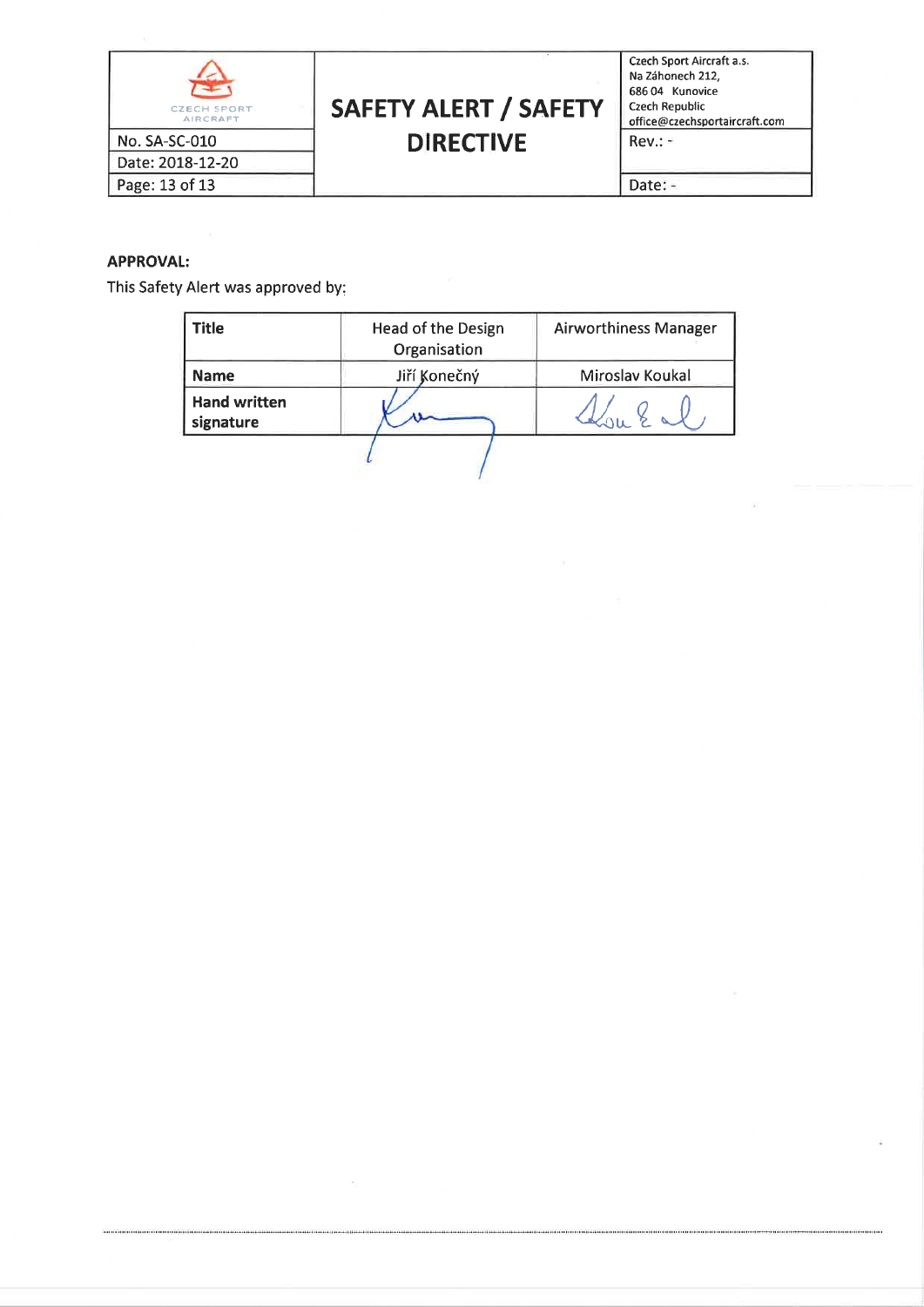**APPROVAL:**

This Safety Alert was approved by:

| | | |
|---|---|---|
| **Title** | Head of the Design Organisation | Airworthiness Manager |
| **Name** | Jiří Konečný | Miroslav Koukal |
| **Hand written signature** | | |